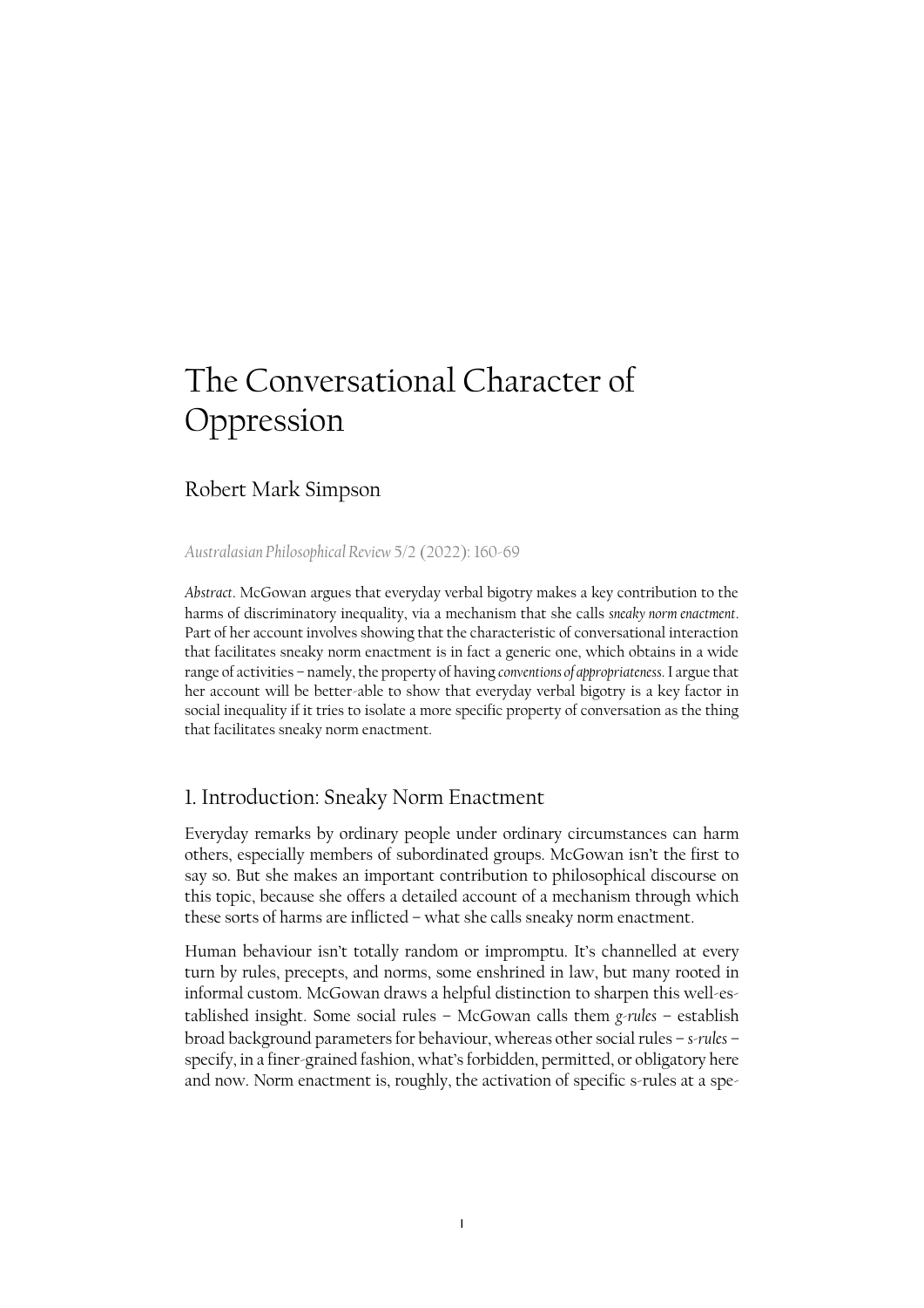# The Conversational Character of Oppression

Robert Mark Simpson

*Australasian Philosophical Review* 5/2 (2022): 160-69

*Abstract*. McGowan argues that everyday verbal bigotry makes a key contribution to the harms of discriminatory inequality, via a mechanism that she calls *sneaky norm enactment*. Part of her account involves showing that the characteristic of conversational interaction that facilitates sneaky norm enactment is in fact a generic one, which obtains in a wide range of activities – namely, the property of having *conventions of appropriateness*. I argue that her account will be better-able to show that everyday verbal bigotry is a key factor in social inequality if it tries to isolate a more specific property of conversation as the thing that facilitates sneaky norm enactment.

## 1. Introduction: Sneaky Norm Enactment

Everyday remarks by ordinary people under ordinary circumstances can harm others, especially members of subordinated groups. McGowan isn't the first to say so. But she makes an important contribution to philosophical discourse on this topic, because she offers a detailed account of a mechanism through which these sorts of harms are inflicted – what she calls sneaky norm enactment.

Human behaviour isn't totally random or impromptu. It's channelled at every turn by rules, precepts, and norms, some enshrined in law, but many rooted in informal custom. McGowan draws a helpful distinction to sharpen this well-established insight. Some social rules – McGowan calls them *g-rules* – establish broad background parameters for behaviour, whereas other social rules – *s-rules* – specify, in a finer-grained fashion, what's forbidden, permitted, or obligatory here and now. Norm enactment is, roughly, the activation of specific s-rules at a spe-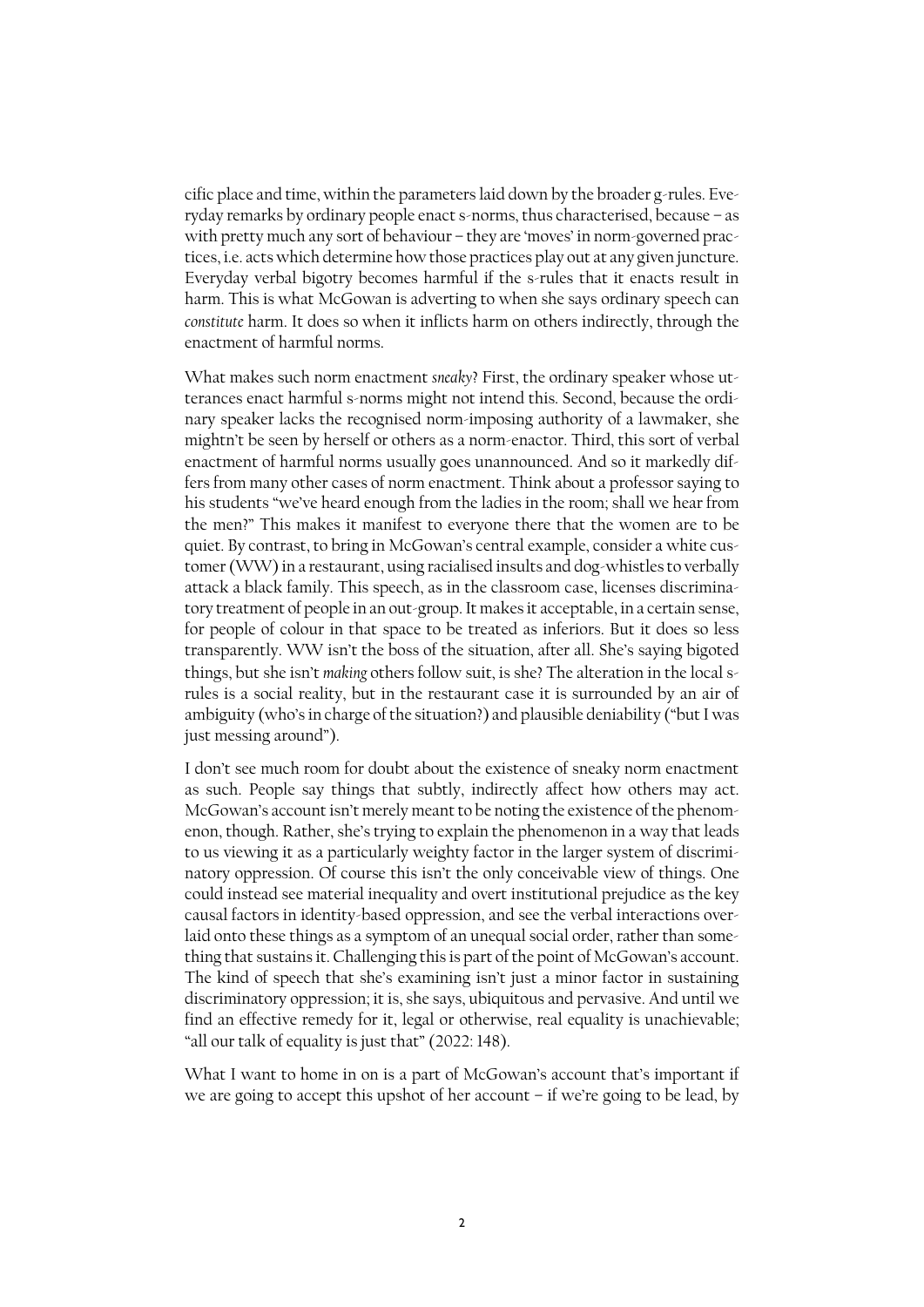cific place and time, within the parameters laid down by the broader g-rules. Everyday remarks by ordinary people enact s-norms, thus characterised, because – as with pretty much any sort of behaviour – they are 'moves' in norm-governed practices, i.e. acts which determine how those practices play out at any given juncture. Everyday verbal bigotry becomes harmful if the s-rules that it enacts result in harm. This is what McGowan is adverting to when she says ordinary speech can *constitute* harm. It does so when it inflicts harm on others indirectly, through the enactment of harmful norms.

What makes such norm enactment *sneaky*? First, the ordinary speaker whose utterances enact harmful s-norms might not intend this. Second, because the ordinary speaker lacks the recognised norm-imposing authority of a lawmaker, she mightn't be seen by herself or others as a norm-enactor. Third, this sort of verbal enactment of harmful norms usually goes unannounced. And so it markedly differs from many other cases of norm enactment. Think about a professor saying to his students "we've heard enough from the ladies in the room; shall we hear from the men?" This makes it manifest to everyone there that the women are to be quiet. By contrast, to bring in McGowan's central example, consider a white customer (WW) in a restaurant, using racialised insults and dog-whistles to verbally attack a black family. This speech, as in the classroom case, licenses discriminatory treatment of people in an out-group. It makes it acceptable, in a certain sense, for people of colour in that space to be treated as inferiors. But it does so less transparently. WW isn't the boss of the situation, after all. She's saying bigoted things, but she isn't *making* others follow suit, is she? The alteration in the local s-rules is a social reality, but in the restaurant case it is surrounded by an air of ambiguity (who's in charge of the situation?) and plausible deniability ("but I was just messing around").

I don't see much room for doubt about the existence of sneaky norm enactment as such. People say things that subtly, indirectly affect how others may act. McGowan's account isn't merely meant to be noting the existence of the phenomenon, though. Rather, she's trying to explain the phenomenon in a way that leads to us viewing it as a particularly weighty factor in the larger system of discriminatory oppression. Of course this isn't the only conceivable view of things. One could instead see material inequality and overt institutional prejudice as the key causal factors in identity-based oppression, and see the verbal interactions overlaid onto these things as a symptom of an unequal social order, rather than something that sustains it. Challenging this is part of the point of McGowan's account. The kind of speech that she's examining isn't just a minor factor in sustaining discriminatory oppression; it is, she says, ubiquitous and pervasive. And until we find an effective remedy for it, legal or otherwise, real equality is unachievable; "all our talk of equality is just that" (2022: 148).

What I want to home in on is a part of McGowan's account that's important if we are going to accept this upshot of her account – if we're going to be lead, by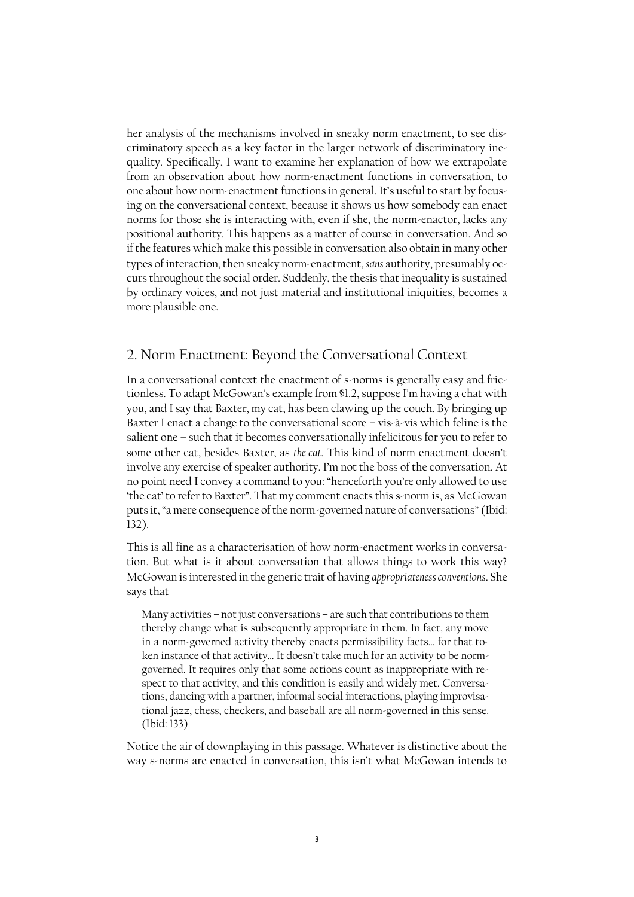her analysis of the mechanisms involved in sneaky norm enactment, to see discriminatory speech as a key factor in the larger network of discriminatory inequality. Specifically, I want to examine her explanation of how we extrapolate from an observation about how norm-enactment functions in conversation, to one about how norm-enactment functions in general. It's useful to start by focusing on the conversational context, because it shows us how somebody can enact norms for those she is interacting with, even if she, the norm-enactor, lacks any positional authority. This happens as a matter of course in conversation. And so if the features which make this possible in conversation also obtain in many other types of interaction, then sneaky norm-enactment, *sans* authority, presumably occurs throughout the social order. Suddenly, the thesis that inequality is sustained by ordinary voices, and not just material and institutional iniquities, becomes a more plausible one.

## 2. Norm Enactment: Beyond the Conversational Context

In a conversational context the enactment of s-norms is generally easy and frictionless. To adapt McGowan's example from §1.2, suppose I'm having a chat with you, and I say that Baxter, my cat, has been clawing up the couch. By bringing up Baxter I enact a change to the conversational score – vis-à-vis which feline is the salient one – such that it becomes conversationally infelicitous for you to refer to some other cat, besides Baxter, as *the cat*. This kind of norm enactment doesn't involve any exercise of speaker authority. I'm not the boss of the conversation. At no point need I convey a command to you: "henceforth you're only allowed to use 'the cat' to refer to Baxter". That my comment enacts this s-norm is, as McGowan puts it, "a mere consequence of the norm-governed nature of conversations" (Ibid: 132).

This is all fine as a characterisation of how norm-enactment works in conversation. But what is it about conversation that allows things to work this way? McGowan is interested in the generic trait of having *appropriateness conventions*. She says that

> Many activities – not just conversations – are such that contributions to them thereby change what is subsequently appropriate in them. In fact, any move in a norm-governed activity thereby enacts permissibility facts… for that token instance of that activity… It doesn't take much for an activity to be norm-governed. It requires only that some actions count as inappropriate with respect to that activity, and this condition is easily and widely met. Conversations, dancing with a partner, informal social interactions, playing improvisational jazz, chess, checkers, and baseball are all norm-governed in this sense. (Ibid: 133)

Notice the air of downplaying in this passage. Whatever is distinctive about the way s-norms are enacted in conversation, this isn't what McGowan intends to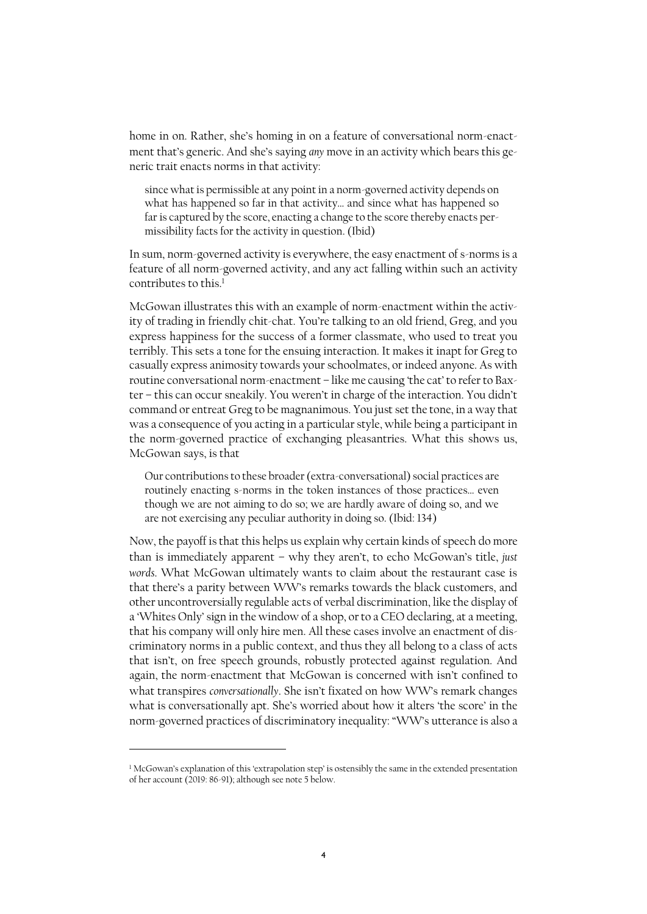home in on. Rather, she's homing in on a feature of conversational norm-enactment that's generic. And she's saying *any* move in an activity which bears this generic trait enacts norms in that activity:

> since what is permissible at any point in a norm-governed activity depends on what has happened so far in that activity... and since what has happened so far is captured by the score, enacting a change to the score thereby enacts permissibility facts for the activity in question. (Ibid)

In sum, norm-governed activity is everywhere, the easy enactment of s-norms is a feature of all norm-governed activity, and any act falling within such an activity contributes to this.[1]

McGowan illustrates this with an example of norm-enactment within the activity of trading in friendly chit-chat. You're talking to an old friend, Greg, and you express happiness for the success of a former classmate, who used to treat you terribly. This sets a tone for the ensuing interaction. It makes it inapt for Greg to casually express animosity towards your schoolmates, or indeed anyone. As with routine conversational norm-enactment – like me causing 'the cat' to refer to Baxter – this can occur sneakily. You weren't in charge of the interaction. You didn't command or entreat Greg to be magnanimous. You just set the tone, in a way that was a consequence of you acting in a particular style, while being a participant in the norm-governed practice of exchanging pleasantries. What this shows us, McGowan says, is that

> Our contributions to these broader (extra-conversational) social practices are routinely enacting s-norms in the token instances of those practices... even though we are not aiming to do so; we are hardly aware of doing so, and we are not exercising any peculiar authority in doing so. (Ibid: 134)

Now, the payoff is that this helps us explain why certain kinds of speech do more than is immediately apparent – why they aren't, to echo McGowan's title, *just words*. What McGowan ultimately wants to claim about the restaurant case is that there's a parity between WW's remarks towards the black customers, and other uncontroversially regulable acts of verbal discrimination, like the display of a 'Whites Only' sign in the window of a shop, or to a CEO declaring, at a meeting, that his company will only hire men. All these cases involve an enactment of discriminatory norms in a public context, and thus they all belong to a class of acts that isn't, on free speech grounds, robustly protected against regulation. And again, the norm-enactment that McGowan is concerned with isn't confined to what transpires *conversationally*. She isn't fixated on how WW's remark changes what is conversationally apt. She's worried about how it alters 'the score' in the norm-governed practices of discriminatory inequality: "WW's utterance is also a

---

[1] McGowan's explanation of this 'extrapolation step' is ostensibly the same in the extended presentation of her account (2019: 86-91); although see note 5 below.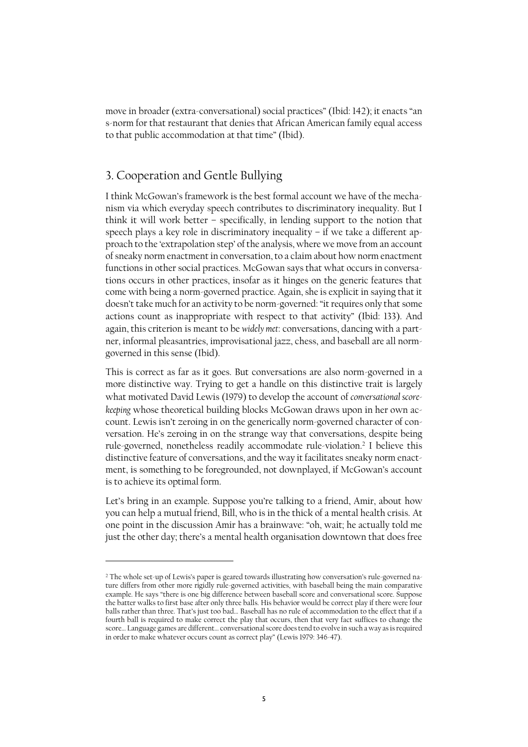move in broader (extra-conversational) social practices" (Ibid: 142); it enacts "an s-norm for that restaurant that denies that African American family equal access to that public accommodation at that time" (Ibid).

## 3. Cooperation and Gentle Bullying

I think McGowan's framework is the best formal account we have of the mechanism via which everyday speech contributes to discriminatory inequality. But I think it will work better – specifically, in lending support to the notion that speech plays a key role in discriminatory inequality – if we take a different approach to the 'extrapolation step' of the analysis, where we move from an account of sneaky norm enactment in conversation, to a claim about how norm enactment functions in other social practices. McGowan says that what occurs in conversations occurs in other practices, insofar as it hinges on the generic features that come with being a norm-governed practice. Again, she is explicit in saying that it doesn't take much for an activity to be norm-governed: "it requires only that some actions count as inappropriate with respect to that activity" (Ibid: 133). And again, this criterion is meant to be *widely met*: conversations, dancing with a partner, informal pleasantries, improvisational jazz, chess, and baseball are all norm-governed in this sense (Ibid).

This is correct as far as it goes. But conversations are also norm-governed in a more distinctive way. Trying to get a handle on this distinctive trait is largely what motivated David Lewis (1979) to develop the account of *conversational score-keeping* whose theoretical building blocks McGowan draws upon in her own account. Lewis isn't zeroing in on the generically norm-governed character of conversation. He's zeroing in on the strange way that conversations, despite being rule-governed, nonetheless readily accommodate rule-violation.[2] I believe this distinctive feature of conversations, and the way it facilitates sneaky norm enactment, is something to be foregrounded, not downplayed, if McGowan's account is to achieve its optimal form.

Let's bring in an example. Suppose you're talking to a friend, Amir, about how you can help a mutual friend, Bill, who is in the thick of a mental health crisis. At one point in the discussion Amir has a brainwave: "oh, wait; he actually told me just the other day; there's a mental health organisation downtown that does free

---

[2] The whole set-up of Lewis's paper is geared towards illustrating how conversation's rule-governed nature differs from other more rigidly rule-governed activities, with baseball being the main comparative example. He says "there is one big difference between baseball score and conversational score. Suppose the batter walks to first base after only three balls. His behavior would be correct play if there were four balls rather than three. That's just too bad... Baseball has no rule of accommodation to the effect that if a fourth ball is required to make correct the play that occurs, then that very fact suffices to change the score... Language games are different... conversational score does tend to evolve in such a way as is required in order to make whatever occurs count as correct play" (Lewis 1979: 346-47).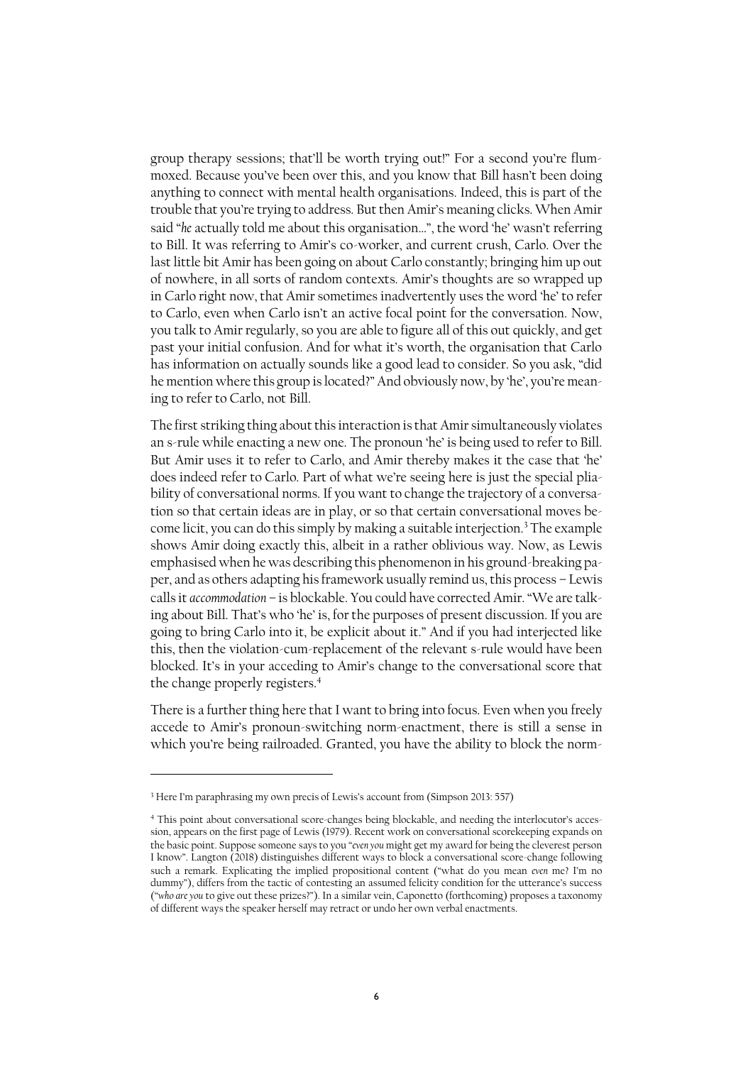group therapy sessions; that'll be worth trying out!" For a second you're flummoxed. Because you've been over this, and you know that Bill hasn't been doing anything to connect with mental health organisations. Indeed, this is part of the trouble that you're trying to address. But then Amir's meaning clicks. When Amir said "*he* actually told me about this organisation…", the word 'he' wasn't referring to Bill. It was referring to Amir's co-worker, and current crush, Carlo. Over the last little bit Amir has been going on about Carlo constantly; bringing him up out of nowhere, in all sorts of random contexts. Amir's thoughts are so wrapped up in Carlo right now, that Amir sometimes inadvertently uses the word 'he' to refer to Carlo, even when Carlo isn't an active focal point for the conversation. Now, you talk to Amir regularly, so you are able to figure all of this out quickly, and get past your initial confusion. And for what it's worth, the organisation that Carlo has information on actually sounds like a good lead to consider. So you ask, "did he mention where this group is located?" And obviously now, by 'he', you're meaning to refer to Carlo, not Bill.

The first striking thing about this interaction is that Amir simultaneously violates an s-rule while enacting a new one. The pronoun 'he' is being used to refer to Bill. But Amir uses it to refer to Carlo, and Amir thereby makes it the case that 'he' does indeed refer to Carlo. Part of what we're seeing here is just the special pliability of conversational norms. If you want to change the trajectory of a conversation so that certain ideas are in play, or so that certain conversational moves become licit, you can do this simply by making a suitable interjection.[3] The example shows Amir doing exactly this, albeit in a rather oblivious way. Now, as Lewis emphasised when he was describing this phenomenon in his ground-breaking paper, and as others adapting his framework usually remind us, this process – Lewis calls it *accommodation* – is blockable. You could have corrected Amir. "We are talking about Bill. That's who 'he' is, for the purposes of present discussion. If you are going to bring Carlo into it, be explicit about it." And if you had interjected like this, then the violation-cum-replacement of the relevant s-rule would have been blocked. It's in your acceding to Amir's change to the conversational score that the change properly registers.[4]

There is a further thing here that I want to bring into focus. Even when you freely accede to Amir's pronoun-switching norm-enactment, there is still a sense in which you're being railroaded. Granted, you have the ability to block the norm-

---

[3] Here I'm paraphrasing my own precis of Lewis's account from (Simpson 2013: 557)

[4] This point about conversational score-changes being blockable, and needing the interlocutor's accession, appears on the first page of Lewis (1979). Recent work on conversational scorekeeping expands on the basic point. Suppose someone says to you "*even you* might get my award for being the cleverest person I know". Langton (2018) distinguishes different ways to block a conversational score-change following such a remark. Explicating the implied propositional content ("what do you mean *even* me? I'm no dummy"), differs from the tactic of contesting an assumed felicity condition for the utterance's success ("*who are you* to give out these prizes?"). In a similar vein, Caponetto (forthcoming) proposes a taxonomy of different ways the speaker herself may retract or undo her own verbal enactments.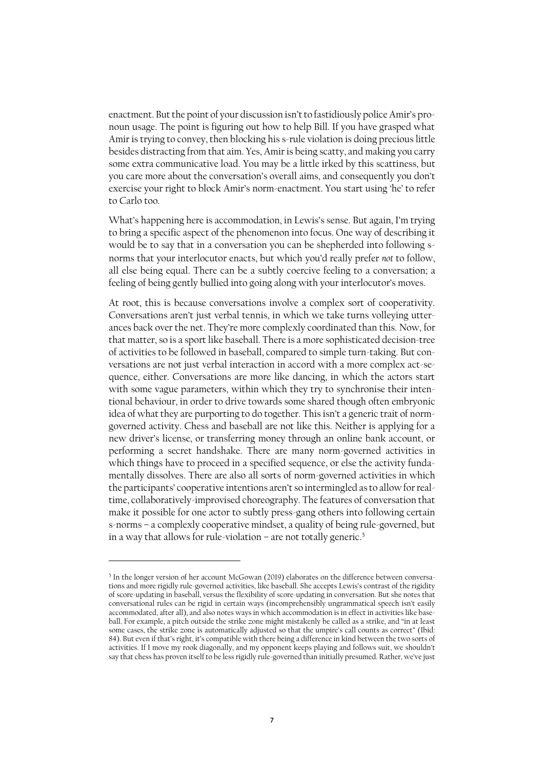enactment. But the point of your discussion isn't to fastidiously police Amir's pronoun usage. The point is figuring out how to help Bill. If you have grasped what Amir is trying to convey, then blocking his s-rule violation is doing precious little besides distracting from that aim. Yes, Amir is being scatty, and making you carry some extra communicative load. You may be a little irked by this scattiness, but you care more about the conversation's overall aims, and consequently you don't exercise your right to block Amir's norm-enactment. You start using 'he' to refer to Carlo too.

What's happening here is accommodation, in Lewis's sense. But again, I'm trying to bring a specific aspect of the phenomenon into focus. One way of describing it would be to say that in a conversation you can be shepherded into following s-norms that your interlocutor enacts, but which you'd really prefer *not* to follow, all else being equal. There can be a subtly coercive feeling to a conversation; a feeling of being gently bullied into going along with your interlocutor's moves.

At root, this is because conversations involve a complex sort of cooperativity. Conversations aren't just verbal tennis, in which we take turns volleying utterances back over the net. They're more complexly coordinated than this. Now, for that matter, so is a sport like baseball. There is a more sophisticated decision-tree of activities to be followed in baseball, compared to simple turn-taking. But conversations are not just verbal interaction in accord with a more complex act-sequence, either. Conversations are more like dancing, in which the actors start with some vague parameters, within which they try to synchronise their intentional behaviour, in order to drive towards some shared though often embryonic idea of what they are purporting to do together. This isn't a generic trait of norm-governed activity. Chess and baseball are not like this. Neither is applying for a new driver's license, or transferring money through an online bank account, or performing a secret handshake. There are many norm-governed activities in which things have to proceed in a specified sequence, or else the activity fundamentally dissolves. There are also all sorts of norm-governed activities in which the participants' cooperative intentions aren't so intermingled as to allow for real-time, collaboratively-improvised choreography. The features of conversation that make it possible for one actor to subtly press-gang others into following certain s-norms – a complexly cooperative mindset, a quality of being rule-governed, but in a way that allows for rule-violation – are not totally generic.[5]

[5] In the longer version of her account McGowan (2019) elaborates on the difference between conversations and more rigidly rule-governed activities, like baseball. She accepts Lewis's contrast of the rigidity of score-updating in baseball, versus the flexibility of score-updating in conversation. But she notes that conversational rules can be rigid in certain ways (incomprehensibly ungrammatical speech isn't easily accommodated, after all), and also notes ways in which accommodation is in effect in activities like baseball. For example, a pitch outside the strike zone might mistakenly be called as a strike, and "in at least some cases, the strike zone is automatically adjusted so that the umpire's call counts as correct" (Ibid: 84). But even if that's right, it's compatible with there being a difference in kind between the two sorts of activities. If I move my rook diagonally, and my opponent keeps playing and follows suit, we shouldn't say that chess has proven itself to be less rigidly rule-governed than initially presumed. Rather, we've just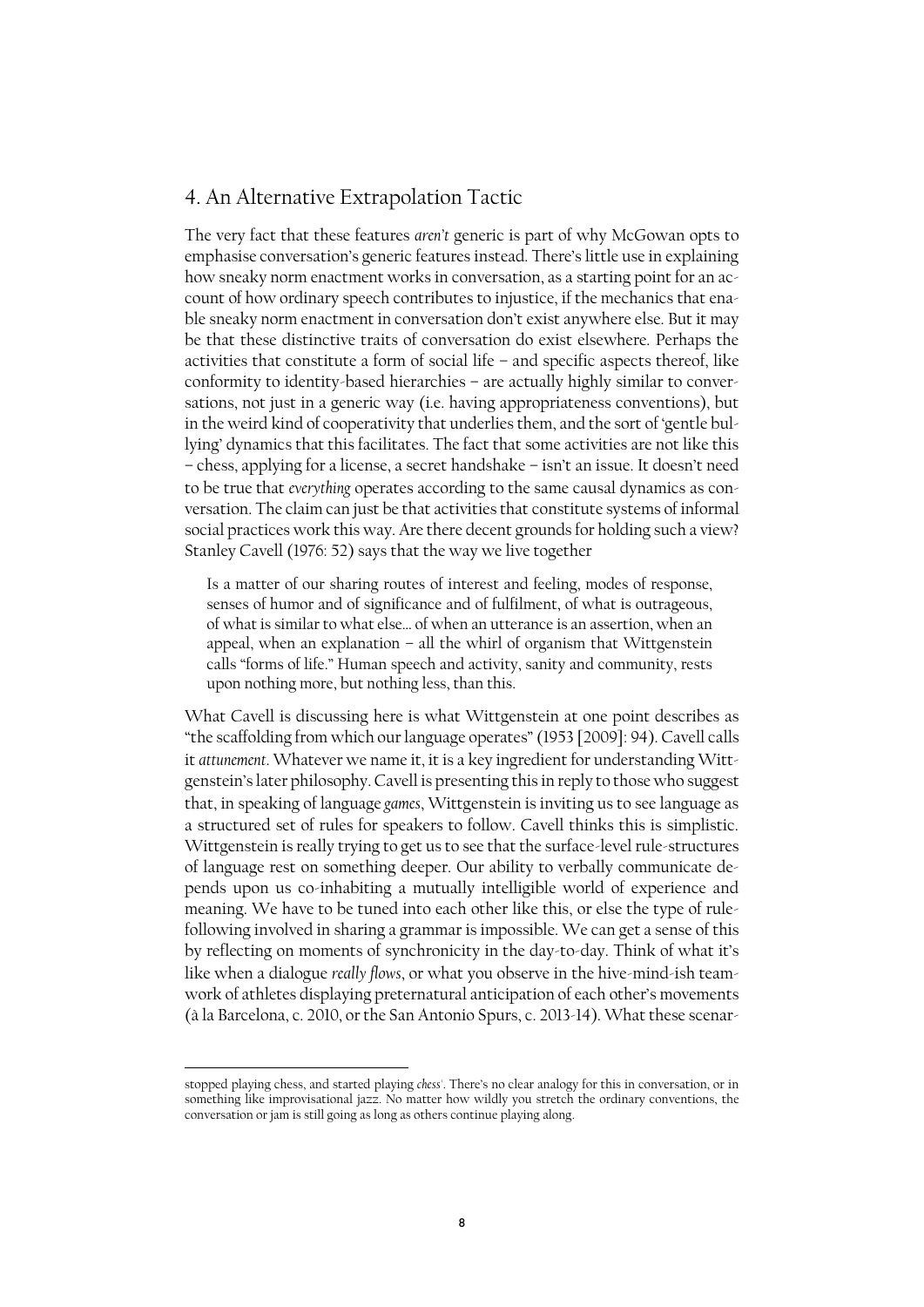## 4. An Alternative Extrapolation Tactic

The very fact that these features *aren't* generic is part of why McGowan opts to emphasise conversation's generic features instead. There's little use in explaining how sneaky norm enactment works in conversation, as a starting point for an account of how ordinary speech contributes to injustice, if the mechanics that enable sneaky norm enactment in conversation don't exist anywhere else. But it may be that these distinctive traits of conversation do exist elsewhere. Perhaps the activities that constitute a form of social life – and specific aspects thereof, like conformity to identity-based hierarchies – are actually highly similar to conversations, not just in a generic way (i.e. having appropriateness conventions), but in the weird kind of cooperativity that underlies them, and the sort of 'gentle bullying' dynamics that this facilitates. The fact that some activities are not like this – chess, applying for a license, a secret handshake – isn't an issue. It doesn't need to be true that *everything* operates according to the same causal dynamics as conversation. The claim can just be that activities that constitute systems of informal social practices work this way. Are there decent grounds for holding such a view? Stanley Cavell (1976: 52) says that the way we live together

> Is a matter of our sharing routes of interest and feeling, modes of response, senses of humor and of significance and of fulfilment, of what is outrageous, of what is similar to what else… of when an utterance is an assertion, when an appeal, when an explanation – all the whirl of organism that Wittgenstein calls "forms of life." Human speech and activity, sanity and community, rests upon nothing more, but nothing less, than this.

What Cavell is discussing here is what Wittgenstein at one point describes as "the scaffolding from which our language operates" (1953 [2009]: 94). Cavell calls it *attunement*. Whatever we name it, it is a key ingredient for understanding Wittgenstein's later philosophy. Cavell is presenting this in reply to those who suggest that, in speaking of language *games*, Wittgenstein is inviting us to see language as a structured set of rules for speakers to follow. Cavell thinks this is simplistic. Wittgenstein is really trying to get us to see that the surface-level rule-structures of language rest on something deeper. Our ability to verbally communicate depends upon us co-inhabiting a mutually intelligible world of experience and meaning. We have to be tuned into each other like this, or else the type of rule-following involved in sharing a grammar is impossible. We can get a sense of this by reflecting on moments of synchronicity in the day-to-day. Think of what it's like when a dialogue *really flows*, or what you observe in the hive-mind-ish teamwork of athletes displaying preternatural anticipation of each other's movements (à la Barcelona, c. 2010, or the San Antonio Spurs, c. 2013-14). What these scenar-

---

stopped playing chess, and started playing *chess'*. There's no clear analogy for this in conversation, or in something like improvisational jazz. No matter how wildly you stretch the ordinary conventions, the conversation or jam is still going as long as others continue playing along.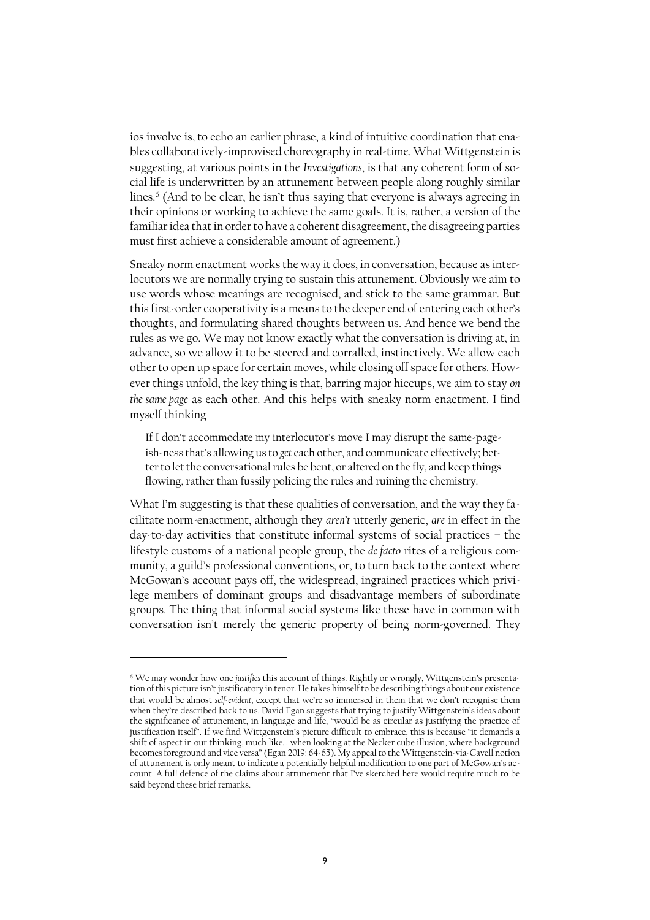ios involve is, to echo an earlier phrase, a kind of intuitive coordination that enables collaboratively-improvised choreography in real-time. What Wittgenstein is suggesting, at various points in the *Investigations*, is that any coherent form of social life is underwritten by an attunement between people along roughly similar lines.[6] (And to be clear, he isn't thus saying that everyone is always agreeing in their opinions or working to achieve the same goals. It is, rather, a version of the familiar idea that in order to have a coherent disagreement, the disagreeing parties must first achieve a considerable amount of agreement.)

Sneaky norm enactment works the way it does, in conversation, because as interlocutors we are normally trying to sustain this attunement. Obviously we aim to use words whose meanings are recognised, and stick to the same grammar. But this first-order cooperativity is a means to the deeper end of entering each other's thoughts, and formulating shared thoughts between us. And hence we bend the rules as we go. We may not know exactly what the conversation is driving at, in advance, so we allow it to be steered and corralled, instinctively. We allow each other to open up space for certain moves, while closing off space for others. However things unfold, the key thing is that, barring major hiccups, we aim to stay *on the same page* as each other. And this helps with sneaky norm enactment. I find myself thinking

> If I don't accommodate my interlocutor's move I may disrupt the same-page-ish-ness that's allowing us to *get* each other, and communicate effectively; better to let the conversational rules be bent, or altered on the fly, and keep things flowing, rather than fussily policing the rules and ruining the chemistry.

What I'm suggesting is that these qualities of conversation, and the way they facilitate norm-enactment, although they *aren't* utterly generic, *are* in effect in the day-to-day activities that constitute informal systems of social practices – the lifestyle customs of a national people group, the *de facto* rites of a religious community, a guild's professional conventions, or, to turn back to the context where McGowan's account pays off, the widespread, ingrained practices which privilege members of dominant groups and disadvantage members of subordinate groups. The thing that informal social systems like these have in common with conversation isn't merely the generic property of being norm-governed. They

---

[6] We may wonder how one *justifies* this account of things. Rightly or wrongly, Wittgenstein's presentation of this picture isn't justificatory in tenor. He takes himself to be describing things about our existence that would be almost *self-evident*, except that we're so immersed in them that we don't recognise them when they're described back to us. David Egan suggests that trying to justify Wittgenstein's ideas about the significance of attunement, in language and life, "would be as circular as justifying the practice of justification itself". If we find Wittgenstein's picture difficult to embrace, this is because "it demands a shift of aspect in our thinking, much like… when looking at the Necker cube illusion, where background becomes foreground and vice versa" (Egan 2019: 64-65). My appeal to the Wittgenstein-via-Cavell notion of attunement is only meant to indicate a potentially helpful modification to one part of McGowan's account. A full defence of the claims about attunement that I've sketched here would require much to be said beyond these brief remarks.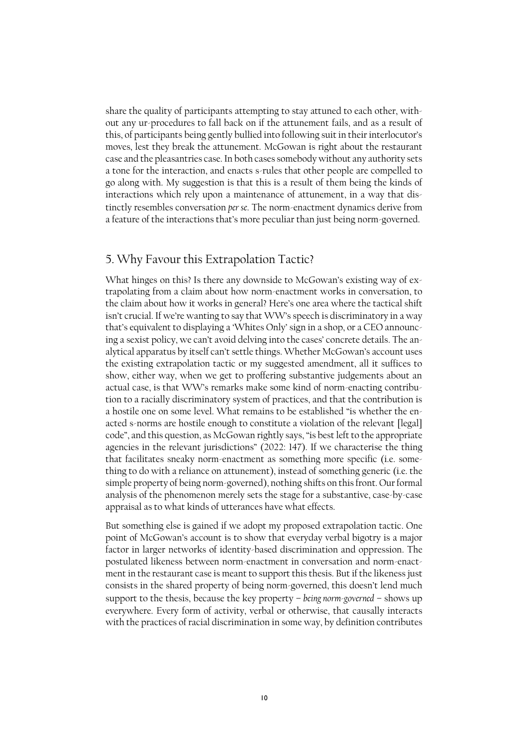share the quality of participants attempting to stay attuned to each other, without any ur-procedures to fall back on if the attunement fails, and as a result of this, of participants being gently bullied into following suit in their interlocutor's moves, lest they break the attunement. McGowan is right about the restaurant case and the pleasantries case. In both cases somebody without any authority sets a tone for the interaction, and enacts s-rules that other people are compelled to go along with. My suggestion is that this is a result of them being the kinds of interactions which rely upon a maintenance of attunement, in a way that distinctly resembles conversation *per se*. The norm-enactment dynamics derive from a feature of the interactions that's more peculiar than just being norm-governed.

## 5. Why Favour this Extrapolation Tactic?

What hinges on this? Is there any downside to McGowan's existing way of extrapolating from a claim about how norm-enactment works in conversation, to the claim about how it works in general? Here's one area where the tactical shift isn't crucial. If we're wanting to say that WW's speech is discriminatory in a way that's equivalent to displaying a 'Whites Only' sign in a shop, or a CEO announcing a sexist policy, we can't avoid delving into the cases' concrete details. The analytical apparatus by itself can't settle things. Whether McGowan's account uses the existing extrapolation tactic or my suggested amendment, all it suffices to show, either way, when we get to proffering substantive judgements about an actual case, is that WW's remarks make some kind of norm-enacting contribution to a racially discriminatory system of practices, and that the contribution is a hostile one on some level. What remains to be established "is whether the enacted s-norms are hostile enough to constitute a violation of the relevant [legal] code", and this question, as McGowan rightly says, "is best left to the appropriate agencies in the relevant jurisdictions" (2022: 147). If we characterise the thing that facilitates sneaky norm-enactment as something more specific (i.e. something to do with a reliance on attunement), instead of something generic (i.e. the simple property of being norm-governed), nothing shifts on this front. Our formal analysis of the phenomenon merely sets the stage for a substantive, case-by-case appraisal as to what kinds of utterances have what effects.

But something else is gained if we adopt my proposed extrapolation tactic. One point of McGowan's account is to show that everyday verbal bigotry is a major factor in larger networks of identity-based discrimination and oppression. The postulated likeness between norm-enactment in conversation and norm-enactment in the restaurant case is meant to support this thesis. But if the likeness just consists in the shared property of being norm-governed, this doesn't lend much support to the thesis, because the key property – *being norm-governed* – shows up everywhere. Every form of activity, verbal or otherwise, that causally interacts with the practices of racial discrimination in some way, by definition contributes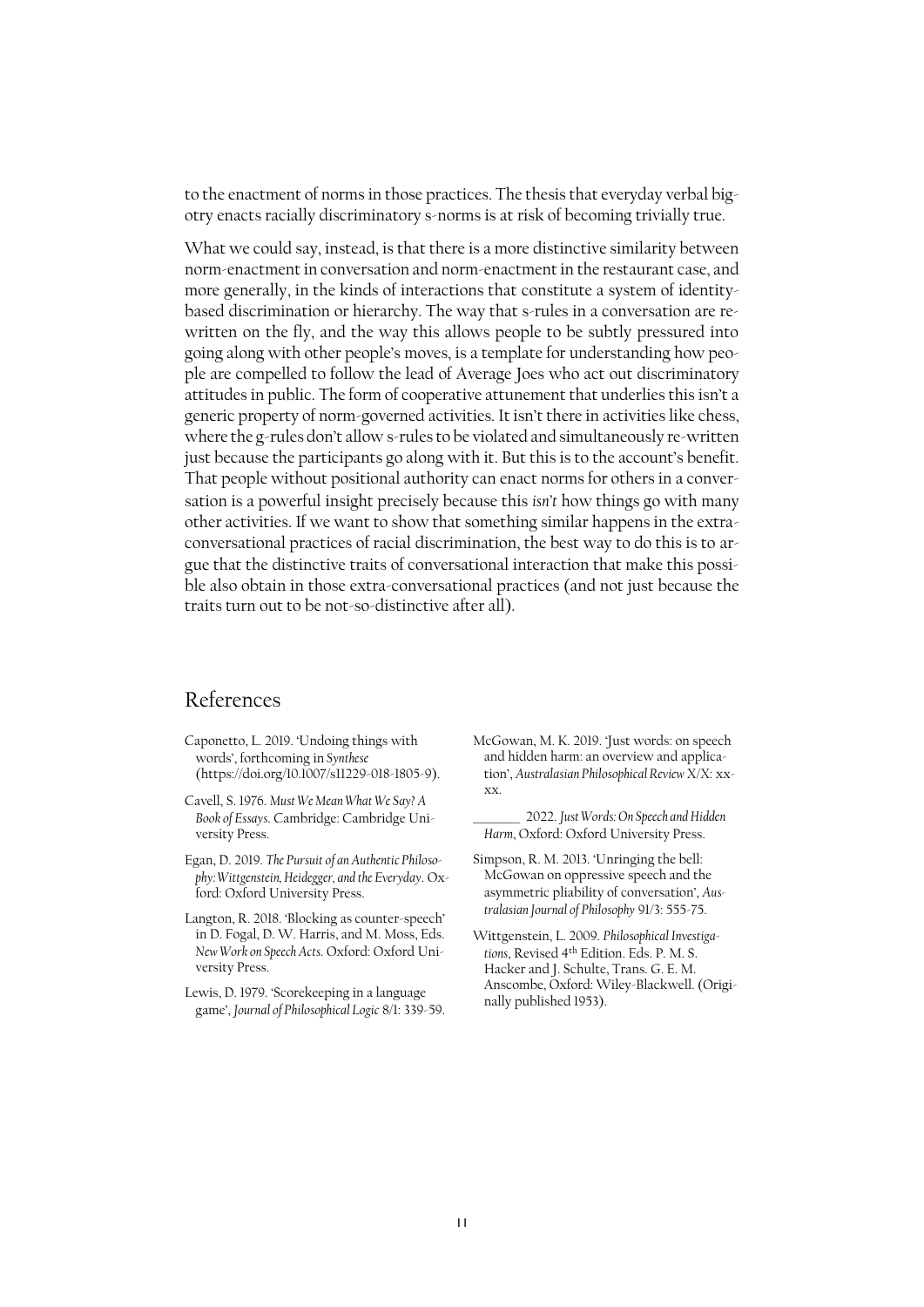to the enactment of norms in those practices. The thesis that everyday verbal bigotry enacts racially discriminatory s-norms is at risk of becoming trivially true.

What we could say, instead, is that there is a more distinctive similarity between norm-enactment in conversation and norm-enactment in the restaurant case, and more generally, in the kinds of interactions that constitute a system of identity-based discrimination or hierarchy. The way that s-rules in a conversation are re-written on the fly, and the way this allows people to be subtly pressured into going along with other people's moves, is a template for understanding how people are compelled to follow the lead of Average Joes who act out discriminatory attitudes in public. The form of cooperative attunement that underlies this isn't a generic property of norm-governed activities. It isn't there in activities like chess, where the g-rules don't allow s-rules to be violated and simultaneously re-written just because the participants go along with it. But this is to the account's benefit. That people without positional authority can enact norms for others in a conversation is a powerful insight precisely because this *isn't* how things go with many other activities. If we want to show that something similar happens in the extra-conversational practices of racial discrimination, the best way to do this is to argue that the distinctive traits of conversational interaction that make this possible also obtain in those extra-conversational practices (and not just because the traits turn out to be not-so-distinctive after all).

## References

Caponetto, L. 2019. 'Undoing things with words', forthcoming in *Synthese* (https://doi.org/10.1007/s11229-018-1805-9).

Cavell, S. 1976. *Must We Mean What We Say? A Book of Essays*. Cambridge: Cambridge University Press.

Egan, D. 2019. *The Pursuit of an Authentic Philosophy: Wittgenstein, Heidegger, and the Everyday*. Oxford: Oxford University Press.

Langton, R. 2018. 'Blocking as counter-speech' in D. Fogal, D. W. Harris, and M. Moss, Eds. *New Work on Speech Acts*. Oxford: Oxford University Press.

Lewis, D. 1979. 'Scorekeeping in a language game', *Journal of Philosophical Logic* 8/1: 339-59.

McGowan, M. K. 2019. 'Just words: on speech and hidden harm: an overview and application', *Australasian Philosophical Review* X/X: xx-xx.

_______ 2022. *Just Words: On Speech and Hidden Harm*, Oxford: Oxford University Press.

Simpson, R. M. 2013. 'Unringing the bell: McGowan on oppressive speech and the asymmetric pliability of conversation', *Australasian Journal of Philosophy* 91/3: 555-75.

Wittgenstein, L. 2009. *Philosophical Investigations*, Revised 4th Edition. Eds. P. M. S. Hacker and J. Schulte, Trans. G. E. M. Anscombe, Oxford: Wiley-Blackwell. (Originally published 1953).